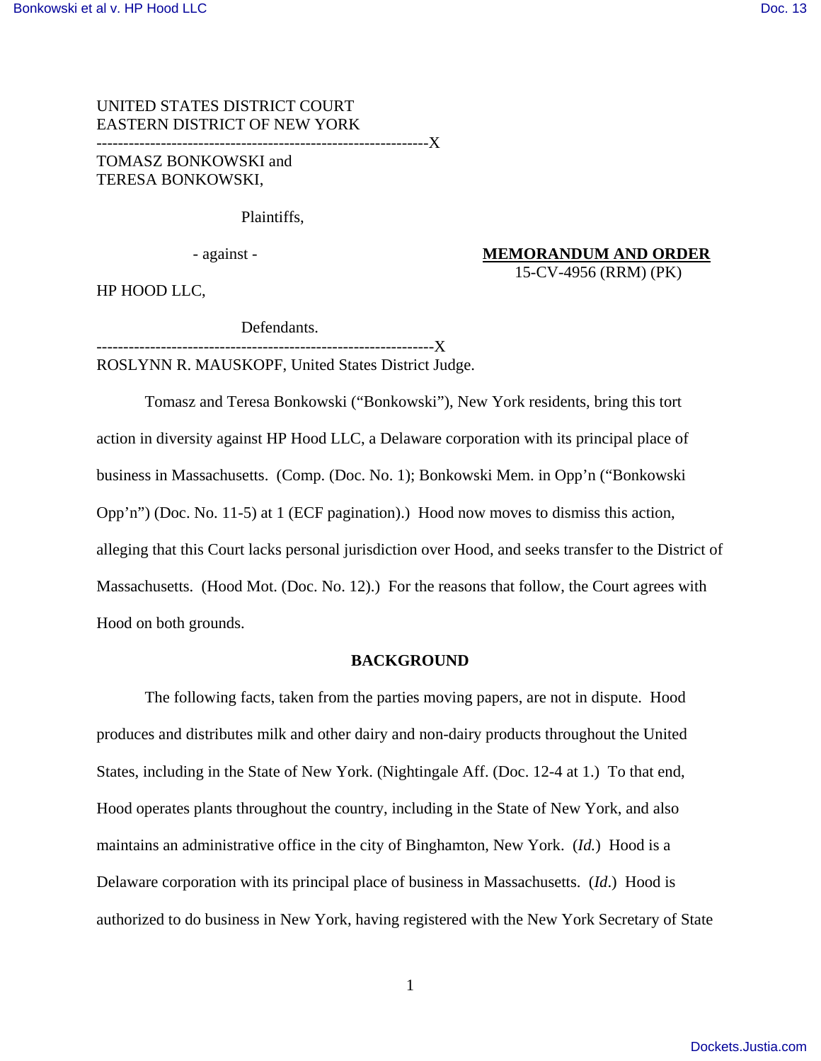UNITED STATES DISTRICT COURT
EASTERN DISTRICT OF NEW YORK
---------------------------------------------------------------X
TOMASZ BONKOWSKI and
TERESA BONKOWSKI,

Plaintiffs,

- against -

**MEMORANDUM AND ORDER**
15-CV-4956 (RRM) (PK)

HP HOOD LLC,

Defendants.
---------------------------------------------------------------X
ROSLYNN R. MAUSKOPF, United States District Judge.

Tomasz and Teresa Bonkowski ("Bonkowski"), New York residents, bring this tort action in diversity against HP Hood LLC, a Delaware corporation with its principal place of business in Massachusetts. (Comp. (Doc. No. 1); Bonkowski Mem. in Opp'n ("Bonkowski Opp'n") (Doc. No. 11-5) at 1 (ECF pagination).) Hood now moves to dismiss this action, alleging that this Court lacks personal jurisdiction over Hood, and seeks transfer to the District of Massachusetts. (Hood Mot. (Doc. No. 12).) For the reasons that follow, the Court agrees with Hood on both grounds.

## BACKGROUND

The following facts, taken from the parties moving papers, are not in dispute. Hood produces and distributes milk and other dairy and non-dairy products throughout the United States, including in the State of New York. (Nightingale Aff. (Doc. 12-4 at 1.) To that end, Hood operates plants throughout the country, including in the State of New York, and also maintains an administrative office in the city of Binghamton, New York. (*Id.*) Hood is a Delaware corporation with its principal place of business in Massachusetts. (*Id*.) Hood is authorized to do business in New York, having registered with the New York Secretary of State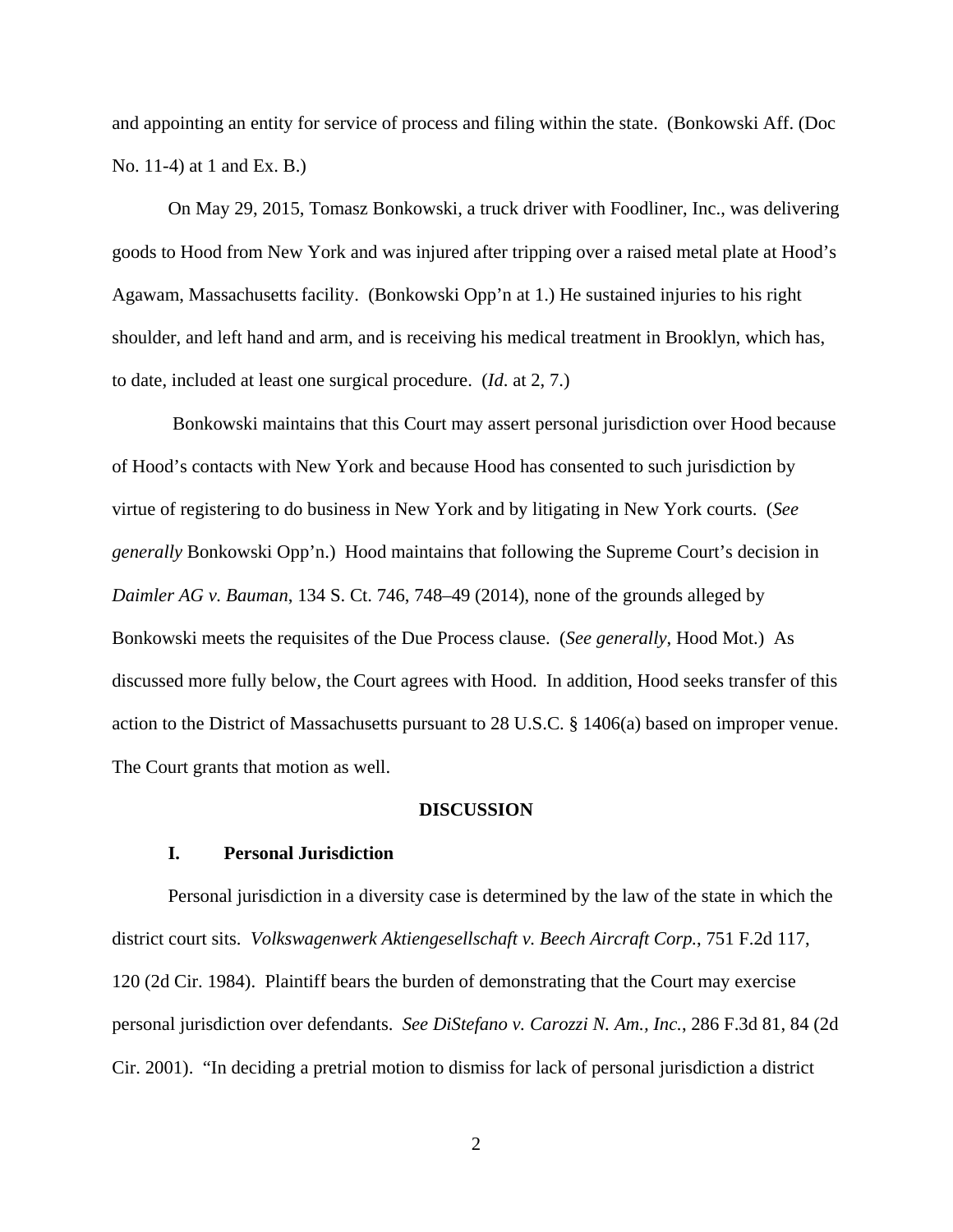and appointing an entity for service of process and filing within the state. (Bonkowski Aff. (Doc No. 11-4) at 1 and Ex. B.)

On May 29, 2015, Tomasz Bonkowski, a truck driver with Foodliner, Inc., was delivering goods to Hood from New York and was injured after tripping over a raised metal plate at Hood's Agawam, Massachusetts facility. (Bonkowski Opp'n at 1.) He sustained injuries to his right shoulder, and left hand and arm, and is receiving his medical treatment in Brooklyn, which has, to date, included at least one surgical procedure. (*Id.* at 2, 7.)

Bonkowski maintains that this Court may assert personal jurisdiction over Hood because of Hood's contacts with New York and because Hood has consented to such jurisdiction by virtue of registering to do business in New York and by litigating in New York courts. (*See generally* Bonkowski Opp'n.) Hood maintains that following the Supreme Court's decision in *Daimler AG v. Bauman*, 134 S. Ct. 746, 748–49 (2014), none of the grounds alleged by Bonkowski meets the requisites of the Due Process clause. (*See generally*, Hood Mot.) As discussed more fully below, the Court agrees with Hood. In addition, Hood seeks transfer of this action to the District of Massachusetts pursuant to 28 U.S.C. § 1406(a) based on improper venue. The Court grants that motion as well.

## DISCUSSION

### I. Personal Jurisdiction

Personal jurisdiction in a diversity case is determined by the law of the state in which the district court sits. *Volkswagenwerk Aktiengesellschaft v. Beech Aircraft Corp.*, 751 F.2d 117, 120 (2d Cir. 1984). Plaintiff bears the burden of demonstrating that the Court may exercise personal jurisdiction over defendants. *See DiStefano v. Carozzi N. Am., Inc.*, 286 F.3d 81, 84 (2d Cir. 2001). "In deciding a pretrial motion to dismiss for lack of personal jurisdiction a district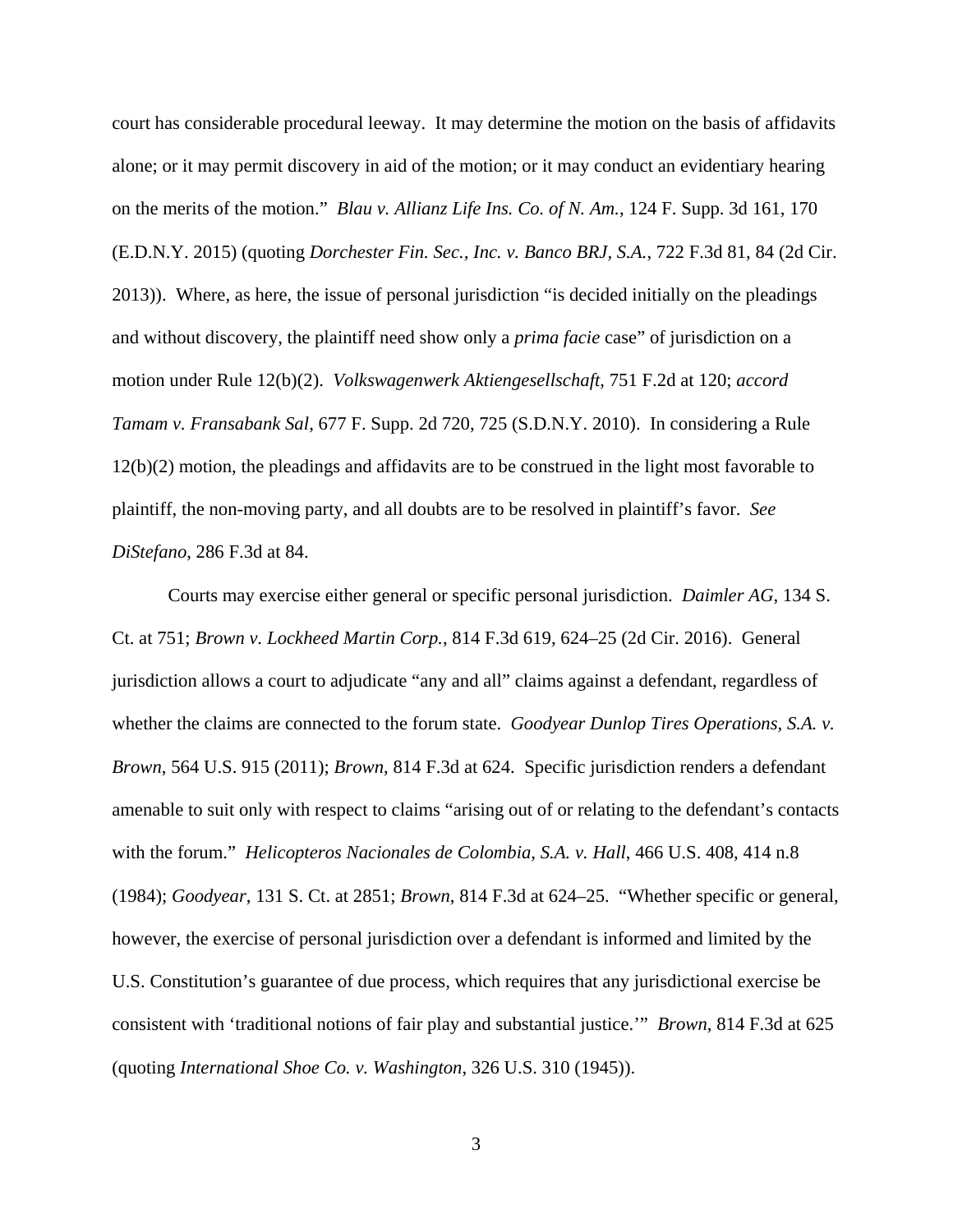court has considerable procedural leeway. It may determine the motion on the basis of affidavits alone; or it may permit discovery in aid of the motion; or it may conduct an evidentiary hearing on the merits of the motion." *Blau v. Allianz Life Ins. Co. of N. Am.*, 124 F. Supp. 3d 161, 170 (E.D.N.Y. 2015) (quoting *Dorchester Fin. Sec., Inc. v. Banco BRJ, S.A.*, 722 F.3d 81, 84 (2d Cir. 2013)). Where, as here, the issue of personal jurisdiction "is decided initially on the pleadings and without discovery, the plaintiff need show only a *prima facie* case" of jurisdiction on a motion under Rule 12(b)(2). *Volkswagenwerk Aktiengesellschaft*, 751 F.2d at 120; *accord Tamam v. Fransabank Sal*, 677 F. Supp. 2d 720, 725 (S.D.N.Y. 2010). In considering a Rule 12(b)(2) motion, the pleadings and affidavits are to be construed in the light most favorable to plaintiff, the non-moving party, and all doubts are to be resolved in plaintiff's favor. *See DiStefano*, 286 F.3d at 84.

Courts may exercise either general or specific personal jurisdiction. *Daimler AG*, 134 S. Ct. at 751; *Brown v. Lockheed Martin Corp.*, 814 F.3d 619, 624–25 (2d Cir. 2016). General jurisdiction allows a court to adjudicate "any and all" claims against a defendant, regardless of whether the claims are connected to the forum state. *Goodyear Dunlop Tires Operations, S.A. v. Brown*, 564 U.S. 915 (2011); *Brown*, 814 F.3d at 624. Specific jurisdiction renders a defendant amenable to suit only with respect to claims "arising out of or relating to the defendant's contacts with the forum." *Helicopteros Nacionales de Colombia, S.A. v. Hall*, 466 U.S. 408, 414 n.8 (1984); *Goodyear*, 131 S. Ct. at 2851; *Brown*, 814 F.3d at 624–25. "Whether specific or general, however, the exercise of personal jurisdiction over a defendant is informed and limited by the U.S. Constitution's guarantee of due process, which requires that any jurisdictional exercise be consistent with 'traditional notions of fair play and substantial justice.'" *Brown*, 814 F.3d at 625 (quoting *International Shoe Co. v. Washington*, 326 U.S. 310 (1945)).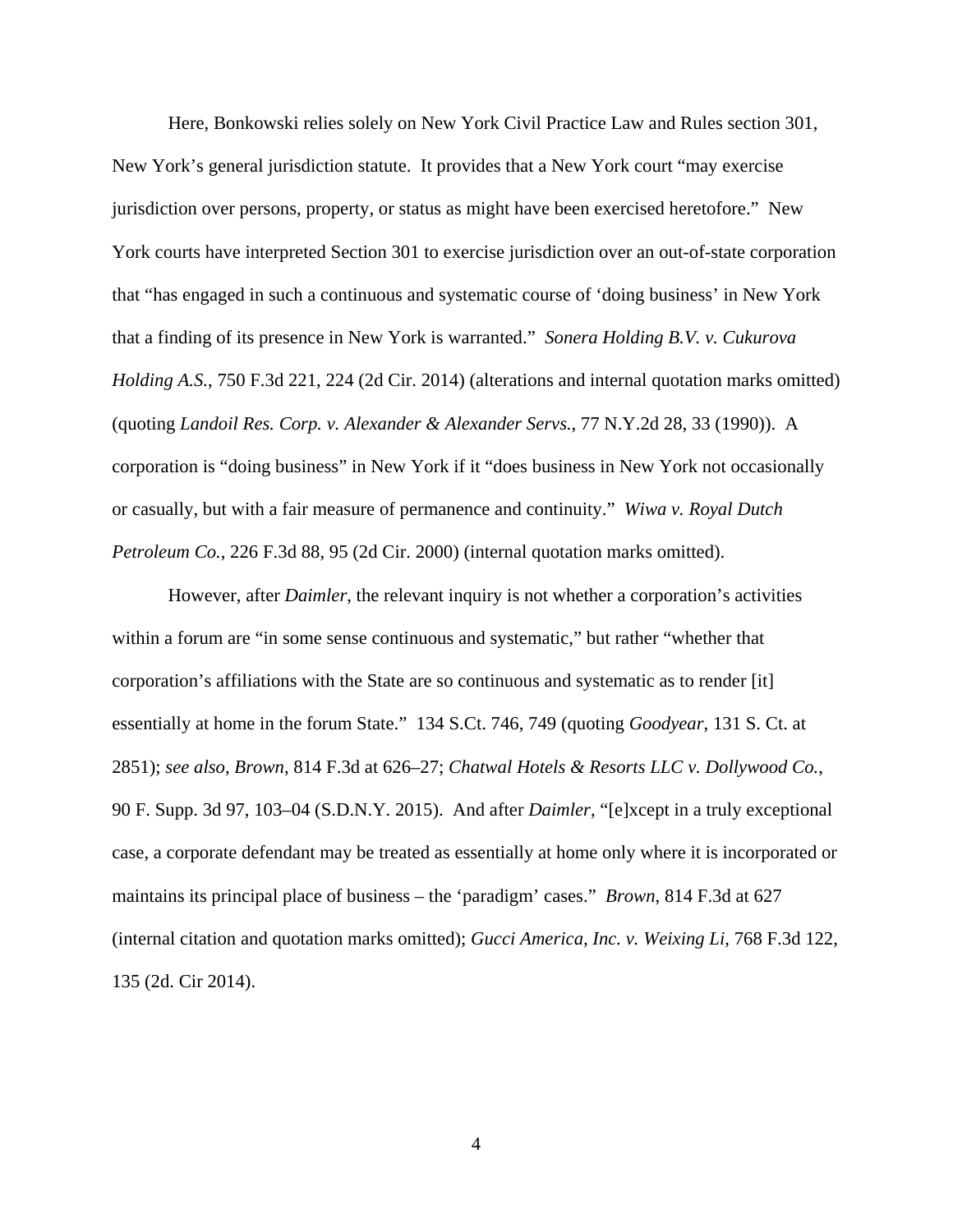Here, Bonkowski relies solely on New York Civil Practice Law and Rules section 301, New York's general jurisdiction statute. It provides that a New York court "may exercise jurisdiction over persons, property, or status as might have been exercised heretofore." New York courts have interpreted Section 301 to exercise jurisdiction over an out-of-state corporation that "has engaged in such a continuous and systematic course of 'doing business' in New York that a finding of its presence in New York is warranted." *Sonera Holding B.V. v. Cukurova Holding A.S.*, 750 F.3d 221, 224 (2d Cir. 2014) (alterations and internal quotation marks omitted) (quoting *Landoil Res. Corp. v. Alexander & Alexander Servs.*, 77 N.Y.2d 28, 33 (1990)). A corporation is "doing business" in New York if it "does business in New York not occasionally or casually, but with a fair measure of permanence and continuity." *Wiwa v. Royal Dutch Petroleum Co.*, 226 F.3d 88, 95 (2d Cir. 2000) (internal quotation marks omitted).

However, after *Daimler*, the relevant inquiry is not whether a corporation's activities within a forum are "in some sense continuous and systematic," but rather "whether that corporation's affiliations with the State are so continuous and systematic as to render [it] essentially at home in the forum State." 134 S.Ct. 746, 749 (quoting *Goodyear*, 131 S. Ct. at 2851); *see also, Brown*, 814 F.3d at 626–27; *Chatwal Hotels & Resorts LLC v. Dollywood Co.*, 90 F. Supp. 3d 97, 103–04 (S.D.N.Y. 2015). And after *Daimler*, "[e]xcept in a truly exceptional case, a corporate defendant may be treated as essentially at home only where it is incorporated or maintains its principal place of business – the 'paradigm' cases." *Brown*, 814 F.3d at 627 (internal citation and quotation marks omitted); *Gucci America, Inc. v. Weixing Li*, 768 F.3d 122, 135 (2d. Cir 2014).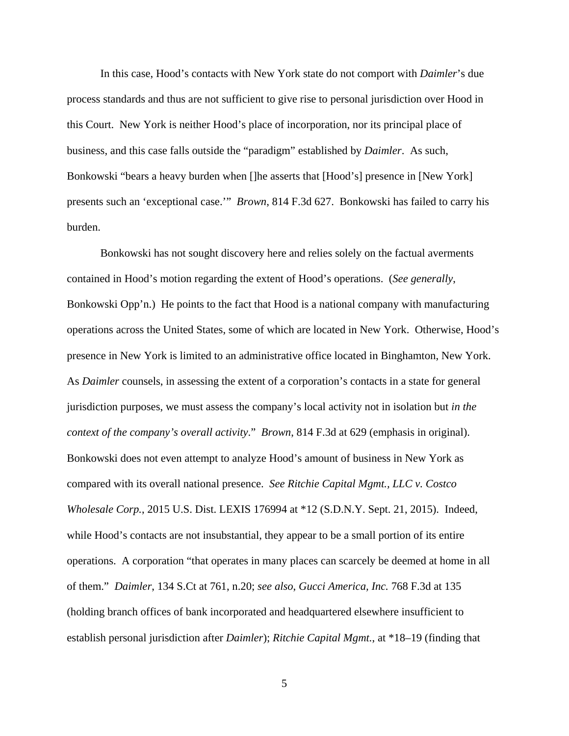In this case, Hood's contacts with New York state do not comport with *Daimler*'s due process standards and thus are not sufficient to give rise to personal jurisdiction over Hood in this Court. New York is neither Hood's place of incorporation, nor its principal place of business, and this case falls outside the "paradigm" established by *Daimler*. As such, Bonkowski "bears a heavy burden when []he asserts that [Hood's] presence in [New York] presents such an 'exceptional case.'" *Brown*, 814 F.3d 627. Bonkowski has failed to carry his burden.

Bonkowski has not sought discovery here and relies solely on the factual averments contained in Hood's motion regarding the extent of Hood's operations. (*See generally*, Bonkowski Opp'n.) He points to the fact that Hood is a national company with manufacturing operations across the United States, some of which are located in New York. Otherwise, Hood's presence in New York is limited to an administrative office located in Binghamton, New York. As *Daimler* counsels, in assessing the extent of a corporation's contacts in a state for general jurisdiction purposes, we must assess the company's local activity not in isolation but *in the context of the company's overall activity*." *Brown*, 814 F.3d at 629 (emphasis in original). Bonkowski does not even attempt to analyze Hood's amount of business in New York as compared with its overall national presence. *See Ritchie Capital Mgmt., LLC v. Costco Wholesale Corp.*, 2015 U.S. Dist. LEXIS 176994 at *12 (S.D.N.Y. Sept. 21, 2015). Indeed, while Hood's contacts are not insubstantial, they appear to be a small portion of its entire operations. A corporation "that operates in many places can scarcely be deemed at home in all of them." *Daimler*, 134 S.Ct at 761, n.20; *see also*, *Gucci America, Inc.* 768 F.3d at 135 (holding branch offices of bank incorporated and headquartered elsewhere insufficient to establish personal jurisdiction after *Daimler*); *Ritchie Capital Mgmt.*, at *18–19 (finding that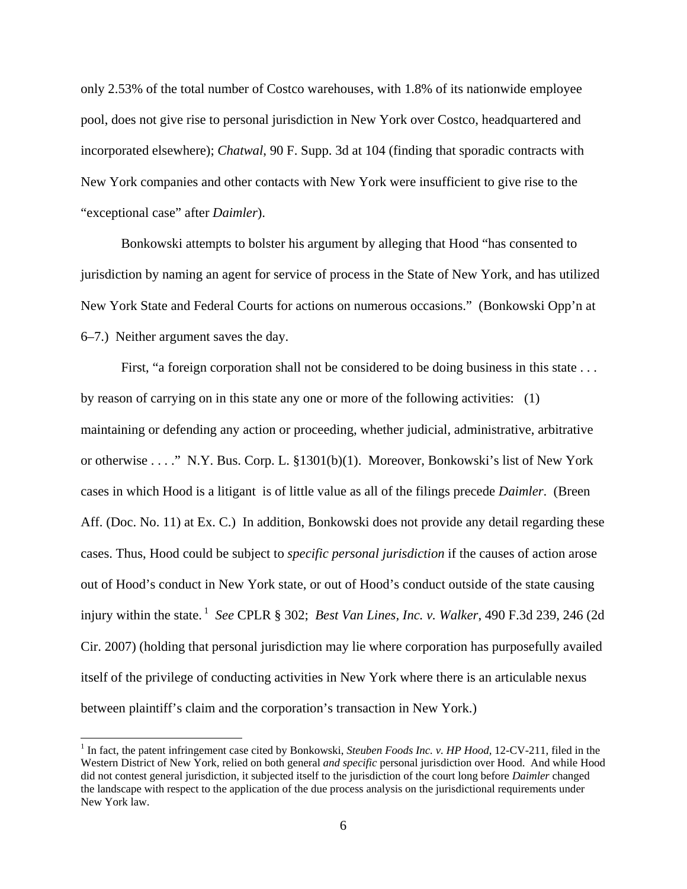only 2.53% of the total number of Costco warehouses, with 1.8% of its nationwide employee pool, does not give rise to personal jurisdiction in New York over Costco, headquartered and incorporated elsewhere); *Chatwal*, 90 F. Supp. 3d at 104 (finding that sporadic contracts with New York companies and other contacts with New York were insufficient to give rise to the "exceptional case" after *Daimler*).

Bonkowski attempts to bolster his argument by alleging that Hood "has consented to jurisdiction by naming an agent for service of process in the State of New York, and has utilized New York State and Federal Courts for actions on numerous occasions." (Bonkowski Opp'n at 6–7.) Neither argument saves the day.

First, "a foreign corporation shall not be considered to be doing business in this state . . . by reason of carrying on in this state any one or more of the following activities: (1) maintaining or defending any action or proceeding, whether judicial, administrative, arbitrative or otherwise . . . ." N.Y. Bus. Corp. L. §1301(b)(1). Moreover, Bonkowski's list of New York cases in which Hood is a litigant is of little value as all of the filings precede *Daimler*. (Breen Aff. (Doc. No. 11) at Ex. C.) In addition, Bonkowski does not provide any detail regarding these cases. Thus, Hood could be subject to *specific personal jurisdiction* if the causes of action arose out of Hood's conduct in New York state, or out of Hood's conduct outside of the state causing injury within the state.[1] *See* CPLR § 302; *Best Van Lines, Inc. v. Walker*, 490 F.3d 239, 246 (2d Cir. 2007) (holding that personal jurisdiction may lie where corporation has purposefully availed itself of the privilege of conducting activities in New York where there is an articulable nexus between plaintiff's claim and the corporation's transaction in New York.)

[1] In fact, the patent infringement case cited by Bonkowski, *Steuben Foods Inc. v. HP Hood*, 12-CV-211, filed in the Western District of New York, relied on both general *and specific* personal jurisdiction over Hood. And while Hood did not contest general jurisdiction, it subjected itself to the jurisdiction of the court long before *Daimler* changed the landscape with respect to the application of the due process analysis on the jurisdictional requirements under New York law.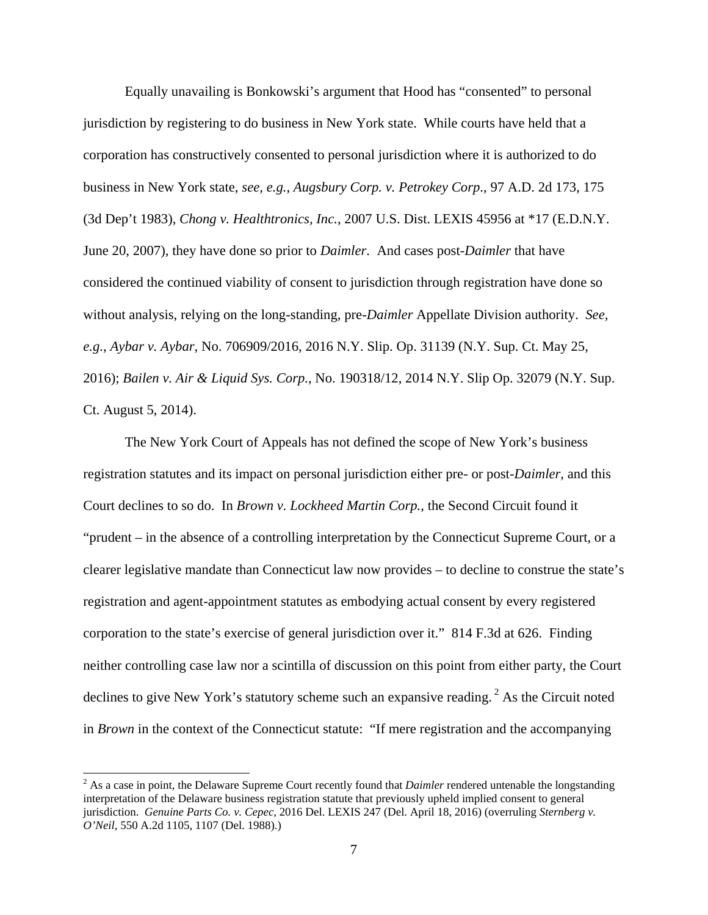Equally unavailing is Bonkowski's argument that Hood has "consented" to personal jurisdiction by registering to do business in New York state. While courts have held that a corporation has constructively consented to personal jurisdiction where it is authorized to do business in New York state, *see, e.g.*, *Augsbury Corp. v. Petrokey Corp*., 97 A.D. 2d 173, 175 (3d Dep't 1983), *Chong v. Healthtronics, Inc.*, 2007 U.S. Dist. LEXIS 45956 at *17 (E.D.N.Y. June 20, 2007), they have done so prior to *Daimler*. And cases post-*Daimler* that have considered the continued viability of consent to jurisdiction through registration have done so without analysis, relying on the long-standing, pre-*Daimler* Appellate Division authority. *See, e.g.*, *Aybar v. Aybar*, No. 706909/2016, 2016 N.Y. Slip. Op. 31139 (N.Y. Sup. Ct. May 25, 2016); *Bailen v. Air & Liquid Sys. Corp.*, No. 190318/12, 2014 N.Y. Slip Op. 32079 (N.Y. Sup. Ct. August 5, 2014).

The New York Court of Appeals has not defined the scope of New York's business registration statutes and its impact on personal jurisdiction either pre- or post-*Daimler*, and this Court declines to so do. In *Brown v. Lockheed Martin Corp.*, the Second Circuit found it "prudent – in the absence of a controlling interpretation by the Connecticut Supreme Court, or a clearer legislative mandate than Connecticut law now provides – to decline to construe the state's registration and agent-appointment statutes as embodying actual consent by every registered corporation to the state's exercise of general jurisdiction over it." 814 F.3d at 626. Finding neither controlling case law nor a scintilla of discussion on this point from either party, the Court declines to give New York's statutory scheme such an expansive reading.[2] As the Circuit noted in *Brown* in the context of the Connecticut statute: "If mere registration and the accompanying

[2] As a case in point, the Delaware Supreme Court recently found that *Daimler* rendered untenable the longstanding interpretation of the Delaware business registration statute that previously upheld implied consent to general jurisdiction. *Genuine Parts Co. v. Cepec*, 2016 Del. LEXIS 247 (Del. April 18, 2016) (overruling *Sternberg v. O'Neil*, 550 A.2d 1105, 1107 (Del. 1988).)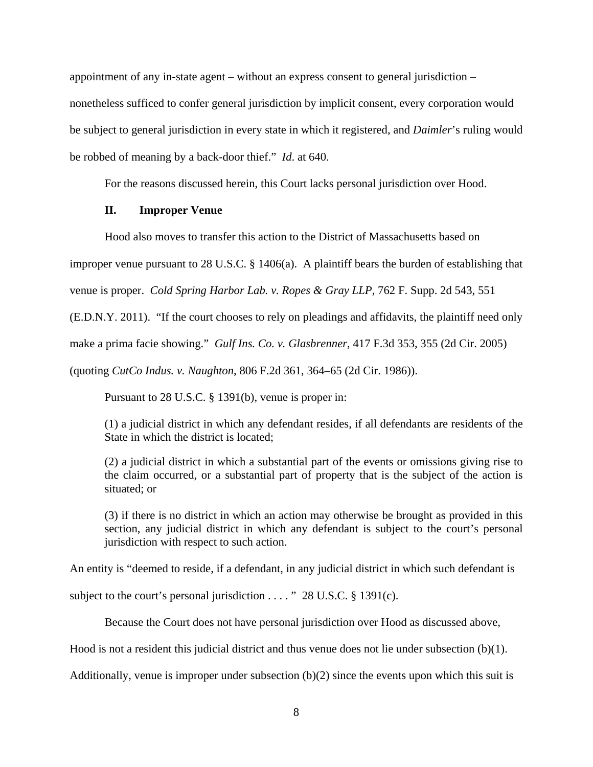appointment of any in-state agent – without an express consent to general jurisdiction – nonetheless sufficed to confer general jurisdiction by implicit consent, every corporation would be subject to general jurisdiction in every state in which it registered, and *Daimler*'s ruling would be robbed of meaning by a back-door thief." *Id*. at 640.

For the reasons discussed herein, this Court lacks personal jurisdiction over Hood.

### II. Improper Venue

Hood also moves to transfer this action to the District of Massachusetts based on improper venue pursuant to 28 U.S.C. § 1406(a). A plaintiff bears the burden of establishing that venue is proper. *Cold Spring Harbor Lab. v. Ropes & Gray LLP*, 762 F. Supp. 2d 543, 551 (E.D.N.Y. 2011). "If the court chooses to rely on pleadings and affidavits, the plaintiff need only make a prima facie showing." *Gulf Ins. Co. v. Glasbrenner*, 417 F.3d 353, 355 (2d Cir. 2005) (quoting *CutCo Indus. v. Naughton*, 806 F.2d 361, 364–65 (2d Cir. 1986)).

Pursuant to 28 U.S.C. § 1391(b), venue is proper in:

> (1) a judicial district in which any defendant resides, if all defendants are residents of the State in which the district is located;
>
> (2) a judicial district in which a substantial part of the events or omissions giving rise to the claim occurred, or a substantial part of property that is the subject of the action is situated; or
>
> (3) if there is no district in which an action may otherwise be brought as provided in this section, any judicial district in which any defendant is subject to the court's personal jurisdiction with respect to such action.

An entity is "deemed to reside, if a defendant, in any judicial district in which such defendant is subject to the court's personal jurisdiction . . . . " 28 U.S.C. § 1391(c).

Because the Court does not have personal jurisdiction over Hood as discussed above, Hood is not a resident this judicial district and thus venue does not lie under subsection (b)(1). Additionally, venue is improper under subsection (b)(2) since the events upon which this suit is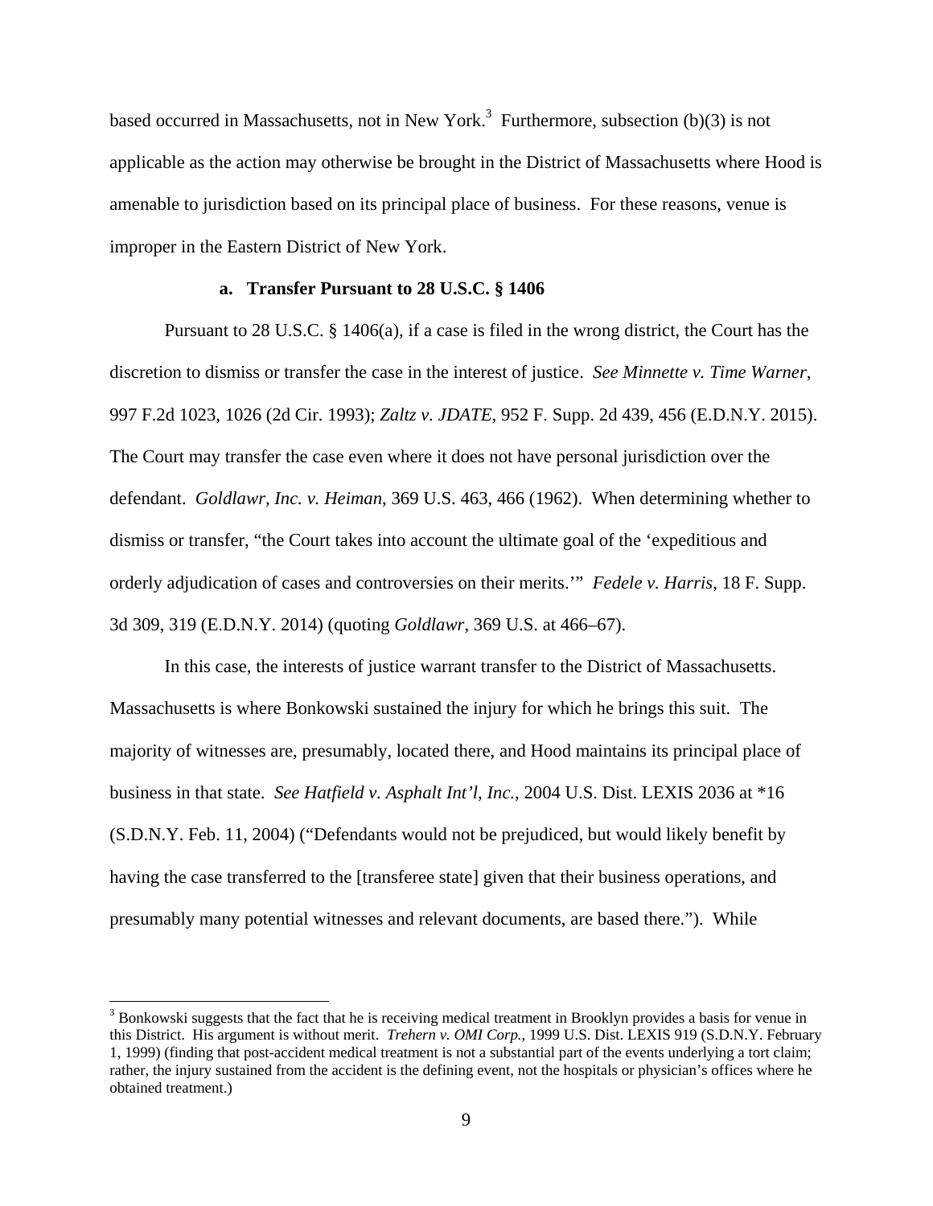based occurred in Massachusetts, not in New York.[3] Furthermore, subsection (b)(3) is not applicable as the action may otherwise be brought in the District of Massachusetts where Hood is amenable to jurisdiction based on its principal place of business. For these reasons, venue is improper in the Eastern District of New York.

### a. Transfer Pursuant to 28 U.S.C. § 1406

Pursuant to 28 U.S.C. § 1406(a), if a case is filed in the wrong district, the Court has the discretion to dismiss or transfer the case in the interest of justice. *See Minnette v. Time Warner*, 997 F.2d 1023, 1026 (2d Cir. 1993); *Zaltz v. JDATE*, 952 F. Supp. 2d 439, 456 (E.D.N.Y. 2015). The Court may transfer the case even where it does not have personal jurisdiction over the defendant. *Goldlawr, Inc. v. Heiman*, 369 U.S. 463, 466 (1962). When determining whether to dismiss or transfer, "the Court takes into account the ultimate goal of the 'expeditious and orderly adjudication of cases and controversies on their merits.'" *Fedele v. Harris*, 18 F. Supp. 3d 309, 319 (E.D.N.Y. 2014) (quoting *Goldlawr*, 369 U.S. at 466–67).

In this case, the interests of justice warrant transfer to the District of Massachusetts. Massachusetts is where Bonkowski sustained the injury for which he brings this suit. The majority of witnesses are, presumably, located there, and Hood maintains its principal place of business in that state. *See Hatfield v. Asphalt Int'l, Inc.*, 2004 U.S. Dist. LEXIS 2036 at \*16 (S.D.N.Y. Feb. 11, 2004) ("Defendants would not be prejudiced, but would likely benefit by having the case transferred to the [transferee state] given that their business operations, and presumably many potential witnesses and relevant documents, are based there."). While

---

[3] Bonkowski suggests that the fact that he is receiving medical treatment in Brooklyn provides a basis for venue in this District. His argument is without merit. *Trehern v. OMI Corp.*, 1999 U.S. Dist. LEXIS 919 (S.D.N.Y. February 1, 1999) (finding that post-accident medical treatment is not a substantial part of the events underlying a tort claim; rather, the injury sustained from the accident is the defining event, not the hospitals or physician's offices where he obtained treatment.)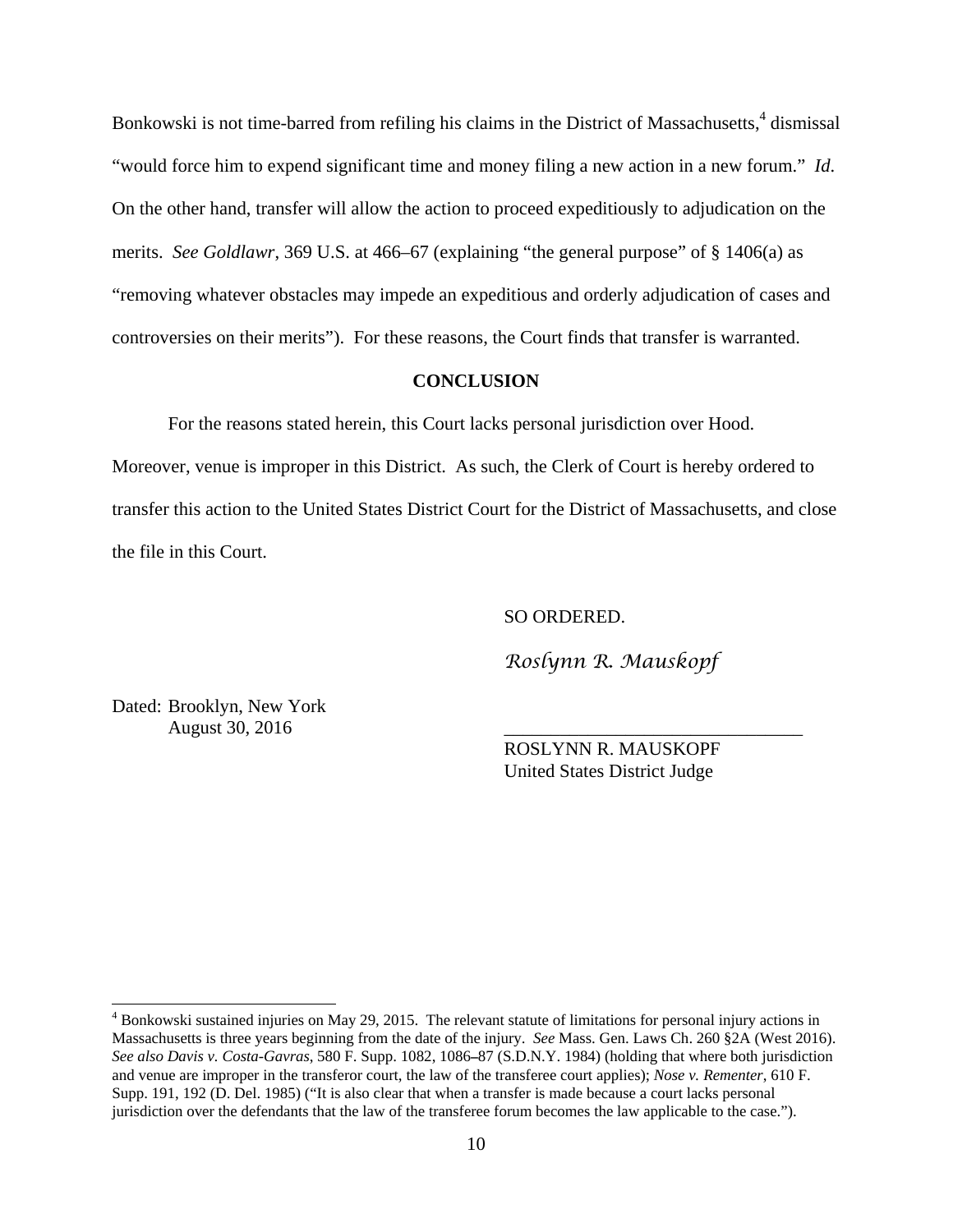Bonkowski is not time-barred from refiling his claims in the District of Massachusetts,[4] dismissal "would force him to expend significant time and money filing a new action in a new forum." *Id.* On the other hand, transfer will allow the action to proceed expeditiously to adjudication on the merits. *See Goldlawr*, 369 U.S. at 466–67 (explaining "the general purpose" of § 1406(a) as "removing whatever obstacles may impede an expeditious and orderly adjudication of cases and controversies on their merits"). For these reasons, the Court finds that transfer is warranted.

**CONCLUSION**

For the reasons stated herein, this Court lacks personal jurisdiction over Hood. Moreover, venue is improper in this District. As such, the Clerk of Court is hereby ordered to transfer this action to the United States District Court for the District of Massachusetts, and close the file in this Court.

SO ORDERED.

*Roslynn R. Mauskopf*

\_\_\_\_\_\_\_\_\_\_\_\_\_\_\_\_\_\_\_\_\_\_\_\_\_\_\_\_\_\_\_\_

ROSLYNN R. MAUSKOPF
United States District Judge

Dated: Brooklyn, New York
August 30, 2016

---

[4] Bonkowski sustained injuries on May 29, 2015. The relevant statute of limitations for personal injury actions in Massachusetts is three years beginning from the date of the injury. *See* Mass. Gen. Laws Ch. 260 §2A (West 2016). *See also Davis v. Costa-Gavras*, 580 F. Supp. 1082, 1086–87 (S.D.N.Y. 1984) (holding that where both jurisdiction and venue are improper in the transferor court, the law of the transferee court applies); *Nose v. Rementer*, 610 F. Supp. 191, 192 (D. Del. 1985) ("It is also clear that when a transfer is made because a court lacks personal jurisdiction over the defendants that the law of the transferee forum becomes the law applicable to the case.").